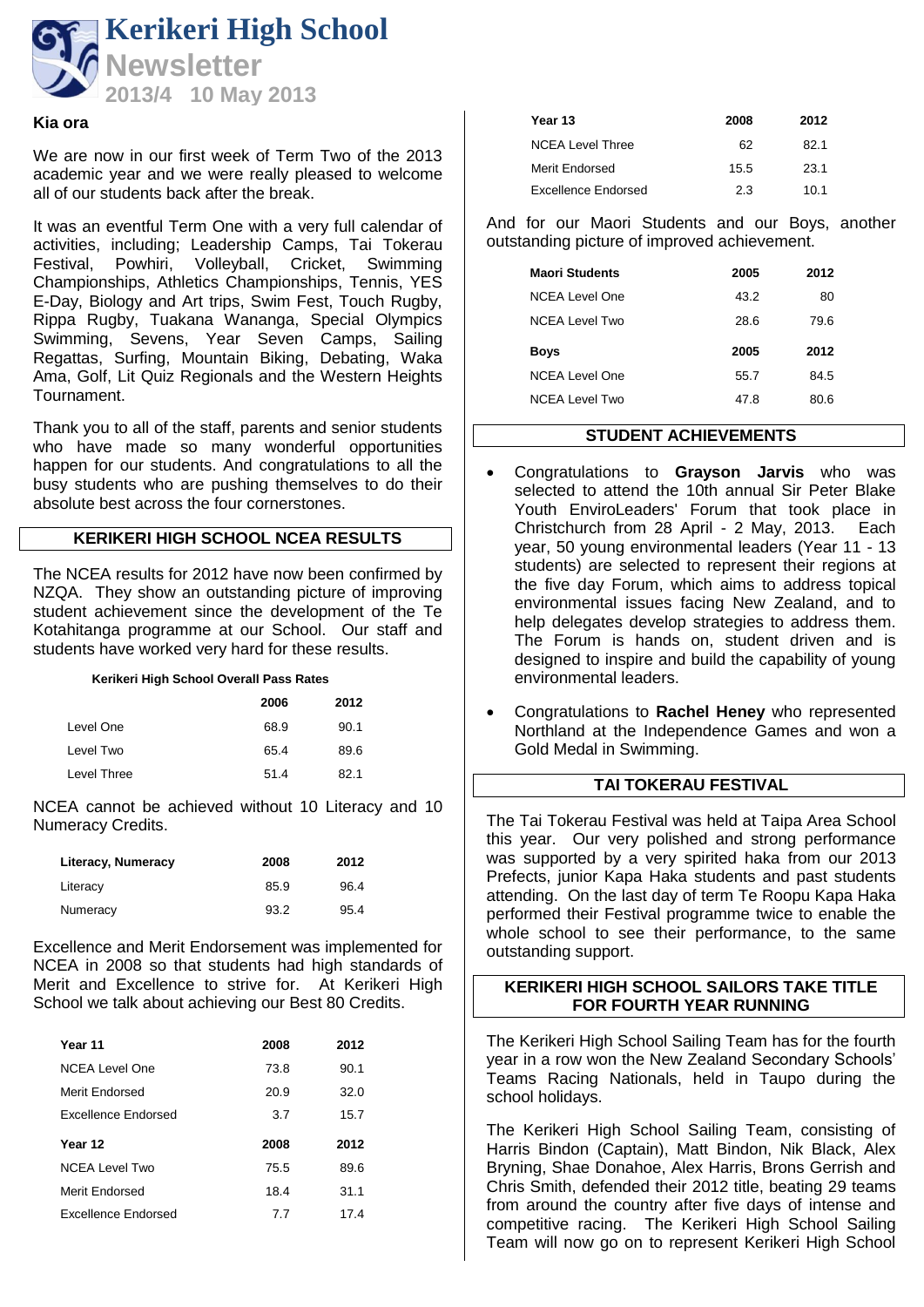# Kerikeri High School Newsletter

2013/4 10 May 2013

**Kia ora**

We are now in our first week of Term Two of the 2013 academic year and we were really pleased to welcome all of our students back after the break.

It was an eventful Term One with a very full calendar of activities, including; Leadership Camps, Tai Tokerau Festival, Powhiri, Volleyball, Cricket, Swimming Championships, Athletics Championships, Tennis, YES E-Day, Biology and Art trips, Swim Fest, Touch Rugby, Rippa Rugby, Tuakana Wananga, Special Olympics Swimming, Sevens, Year Seven Camps, Sailing Regattas, Surfing, Mountain Biking, Debating, Waka Ama, Golf, Lit Quiz Regionals and the Western Heights Tournament.

Thank you to all of the staff, parents and senior students who have made so many wonderful opportunities happen for our students. And congratulations to all the busy students who are pushing themselves to do their absolute best across the four cornerstones.

## KERIKERI HIGH SCHOOL NCEA RESULTS

The NCEA results for 2012 have now been confirmed by NZQA. They show an outstanding picture of improving student achievement since the development of the Te Kotahitanga programme at our School. Our staff and students have worked very hard for these results.

**Kerikeri High School Overall Pass Rates**

| | 2006 | 2012 |
|---|---|---|
| Level One | 68.9 | 90.1 |
| Level Two | 65.4 | 89.6 |
| Level Three | 51.4 | 82.1 |

NCEA cannot be achieved without 10 Literacy and 10 Numeracy Credits.

| **Literacy, Numeracy** | **2008** | **2012** |
|---|---|---|
| Literacy | 85.9 | 96.4 |
| Numeracy | 93.2 | 95.4 |

Excellence and Merit Endorsement was implemented for NCEA in 2008 so that students had high standards of Merit and Excellence to strive for. At Kerikeri High School we talk about achieving our Best 80 Credits.

| **Year 11** | **2008** | **2012** |
|---|---|---|
| NCEA Level One | 73.8 | 90.1 |
| Merit Endorsed | 20.9 | 32.0 |
| Excellence Endorsed | 3.7 | 15.7 |
| **Year 12** | **2008** | **2012** |
| NCEA Level Two | 75.5 | 89.6 |
| Merit Endorsed | 18.4 | 31.1 |
| Excellence Endorsed | 7.7 | 17.4 |
| **Year 13** | **2008** | **2012** |
| NCEA Level Three | 62 | 82.1 |
| Merit Endorsed | 15.5 | 23.1 |
| Excellence Endorsed | 2.3 | 10.1 |

And for our Maori Students and our Boys, another outstanding picture of improved achievement.

| **Maori Students** | **2005** | **2012** |
|---|---|---|
| NCEA Level One | 43.2 | 80 |
| NCEA Level Two | 28.6 | 79.6 |
| **Boys** | **2005** | **2012** |
| NCEA Level One | 55.7 | 84.5 |
| NCEA Level Two | 47.8 | 80.6 |

## STUDENT ACHIEVEMENTS

- Congratulations to **Grayson Jarvis** who was selected to attend the 10th annual Sir Peter Blake Youth EnviroLeaders' Forum that took place in Christchurch from 28 April - 2 May, 2013. Each year, 50 young environmental leaders (Year 11 - 13 students) are selected to represent their regions at the five day Forum, which aims to address topical environmental issues facing New Zealand, and to help delegates develop strategies to address them. The Forum is hands on, student driven and is designed to inspire and build the capability of young environmental leaders.
- Congratulations to **Rachel Heney** who represented Northland at the Independence Games and won a Gold Medal in Swimming.

## TAI TOKERAU FESTIVAL

The Tai Tokerau Festival was held at Taipa Area School this year. Our very polished and strong performance was supported by a very spirited haka from our 2013 Prefects, junior Kapa Haka students and past students attending. On the last day of term Te Roopu Kapa Haka performed their Festival programme twice to enable the whole school to see their performance, to the same outstanding support.

## KERIKERI HIGH SCHOOL SAILORS TAKE TITLE FOR FOURTH YEAR RUNNING

The Kerikeri High School Sailing Team has for the fourth year in a row won the New Zealand Secondary Schools' Teams Racing Nationals, held in Taupo during the school holidays.

The Kerikeri High School Sailing Team, consisting of Harris Bindon (Captain), Matt Bindon, Nik Black, Alex Bryning, Shae Donahoe, Alex Harris, Brons Gerrish and Chris Smith, defended their 2012 title, beating 29 teams from around the country after five days of intense and competitive racing. The Kerikeri High School Sailing Team will now go on to represent Kerikeri High School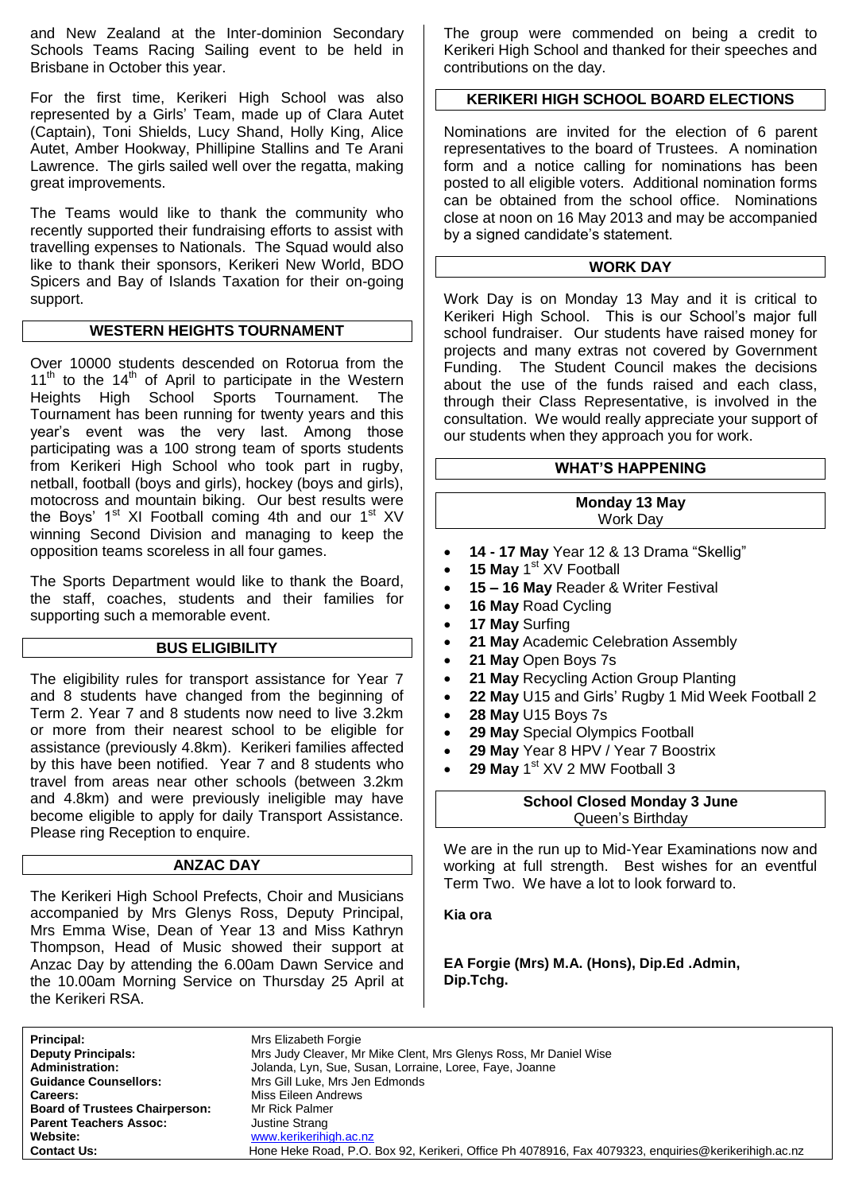and New Zealand at the Inter-dominion Secondary Schools Teams Racing Sailing event to be held in Brisbane in October this year.

For the first time, Kerikeri High School was also represented by a Girls' Team, made up of Clara Autet (Captain), Toni Shields, Lucy Shand, Holly King, Alice Autet, Amber Hookway, Phillipine Stallins and Te Arani Lawrence. The girls sailed well over the regatta, making great improvements.

The Teams would like to thank the community who recently supported their fundraising efforts to assist with travelling expenses to Nationals. The Squad would also like to thank their sponsors, Kerikeri New World, BDO Spicers and Bay of Islands Taxation for their on-going support.

## WESTERN HEIGHTS TOURNAMENT

Over 10000 students descended on Rotorua from the 11th to the 14th of April to participate in the Western Heights High School Sports Tournament. The Tournament has been running for twenty years and this year's event was the very last. Among those participating was a 100 strong team of sports students from Kerikeri High School who took part in rugby, netball, football (boys and girls), hockey (boys and girls), motocross and mountain biking. Our best results were the Boys' 1st XI Football coming 4th and our 1st XV winning Second Division and managing to keep the opposition teams scoreless in all four games.

The Sports Department would like to thank the Board, the staff, coaches, students and their families for supporting such a memorable event.

## BUS ELIGIBILITY

The eligibility rules for transport assistance for Year 7 and 8 students have changed from the beginning of Term 2. Year 7 and 8 students now need to live 3.2km or more from their nearest school to be eligible for assistance (previously 4.8km). Kerikeri families affected by this have been notified. Year 7 and 8 students who travel from areas near other schools (between 3.2km and 4.8km) and were previously ineligible may have become eligible to apply for daily Transport Assistance. Please ring Reception to enquire.

## ANZAC DAY

The Kerikeri High School Prefects, Choir and Musicians accompanied by Mrs Glenys Ross, Deputy Principal, Mrs Emma Wise, Dean of Year 13 and Miss Kathryn Thompson, Head of Music showed their support at Anzac Day by attending the 6.00am Dawn Service and the 10.00am Morning Service on Thursday 25 April at the Kerikeri RSA.

The group were commended on being a credit to Kerikeri High School and thanked for their speeches and contributions on the day.

## KERIKERI HIGH SCHOOL BOARD ELECTIONS

Nominations are invited for the election of 6 parent representatives to the board of Trustees. A nomination form and a notice calling for nominations has been posted to all eligible voters. Additional nomination forms can be obtained from the school office. Nominations close at noon on 16 May 2013 and may be accompanied by a signed candidate's statement.

## WORK DAY

Work Day is on Monday 13 May and it is critical to Kerikeri High School. This is our School's major full school fundraiser. Our students have raised money for projects and many extras not covered by Government Funding. The Student Council makes the decisions about the use of the funds raised and each class, through their Class Representative, is involved in the consultation. We would really appreciate your support of our students when they approach you for work.

## WHAT'S HAPPENING

**Monday 13 May**
Work Day

- **14 - 17 May** Year 12 & 13 Drama "Skellig"
- **15 May** 1st XV Football
- **15 – 16 May** Reader & Writer Festival
- **16 May** Road Cycling
- **17 May** Surfing
- **21 May** Academic Celebration Assembly
- **21 May** Open Boys 7s
- **21 May** Recycling Action Group Planting
- **22 May** U15 and Girls' Rugby 1 Mid Week Football 2
- **28 May** U15 Boys 7s
- **29 May** Special Olympics Football
- **29 May** Year 8 HPV / Year 7 Boostrix
- **29 May** 1st XV 2 MW Football 3

**School Closed Monday 3 June**
Queen's Birthday

We are in the run up to Mid-Year Examinations now and working at full strength. Best wishes for an eventful Term Two. We have a lot to look forward to.

**Kia ora**

**EA Forgie (Mrs) M.A. (Hons), Dip.Ed .Admin, Dip.Tchg.**

| | |
|---|---|
| **Principal:** | Mrs Elizabeth Forgie |
| **Deputy Principals:** | Mrs Judy Cleaver, Mr Mike Clent, Mrs Glenys Ross, Mr Daniel Wise |
| **Administration:** | Jolanda, Lyn, Sue, Susan, Lorraine, Loree, Faye, Joanne |
| **Guidance Counsellors:** | Mrs Gill Luke, Mrs Jen Edmonds |
| **Careers:** | Miss Eileen Andrews |
| **Board of Trustees Chairperson:** | Mr Rick Palmer |
| **Parent Teachers Assoc:** | Justine Strang |
| **Website:** | www.kerikerihigh.ac.nz |
| **Contact Us:** | Hone Heke Road, P.O. Box 92, Kerikeri, Office Ph 4078916, Fax 4079323, enquiries@kerikerihigh.ac.nz |